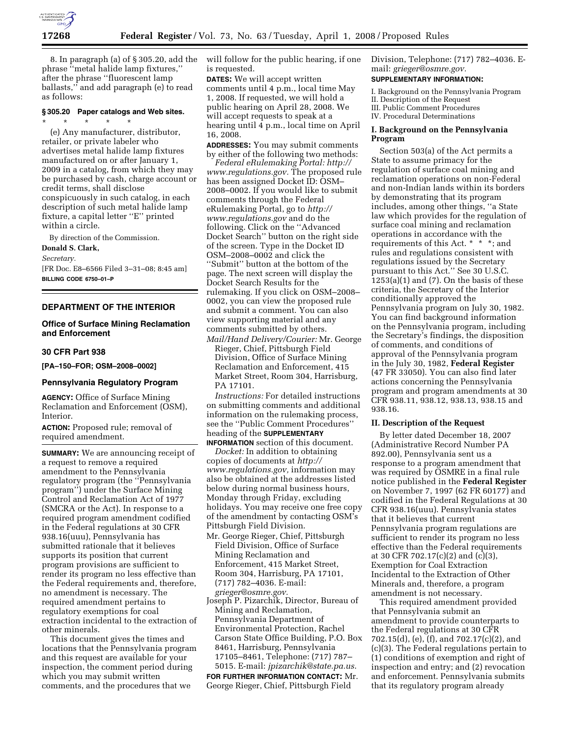8. In paragraph (a) of § 305.20, add the phrase "metal halide lamp fixtures," after the phrase "fluorescent lamp ballasts," and add paragraph (e) to read as follows:

### § 305.20 Paper catalogs and Web sites.

\* \* \* \* \*

(e) Any manufacturer, distributor, retailer, or private labeler who advertises metal halide lamp fixtures manufactured on or after January 1, 2009 in a catalog, from which they may be purchased by cash, charge account or credit terms, shall disclose conspicuously in such catalog, in each description of such metal halide lamp fixture, a capital letter "E" printed within a circle.

By direction of the Commission.

**Donald S. Clark,**

*Secretary.*

[FR Doc. E8–6566 Filed 3–31–08; 8:45 am]

**BILLING CODE 6750–01–P**

## DEPARTMENT OF THE INTERIOR

### Office of Surface Mining Reclamation and Enforcement

### 30 CFR Part 938

**[PA–150–FOR; OSM–2008–0002]**

### Pennsylvania Regulatory Program

**AGENCY:** Office of Surface Mining Reclamation and Enforcement (OSM), Interior.

**ACTION:** Proposed rule; removal of required amendment.

**SUMMARY:** We are announcing receipt of a request to remove a required amendment to the Pennsylvania regulatory program (the "Pennsylvania program") under the Surface Mining Control and Reclamation Act of 1977 (SMCRA or the Act). In response to a required program amendment codified in the Federal regulations at 30 CFR 938.16(uuu), Pennsylvania has submitted rationale that it believes supports its position that current program provisions are sufficient to render its program no less effective than the Federal requirements and, therefore, no amendment is necessary. The required amendment pertains to regulatory exemptions for coal extraction incidental to the extraction of other minerals.

This document gives the times and locations that the Pennsylvania program and this request are available for your inspection, the comment period during which you may submit written comments, and the procedures that we will follow for the public hearing, if one is requested.

**DATES:** We will accept written comments until 4 p.m., local time May 1, 2008. If requested, we will hold a public hearing on April 28, 2008. We will accept requests to speak at a hearing until 4 p.m., local time on April 16, 2008.

**ADDRESSES:** You may submit comments by either of the following two methods:

*Federal eRulemaking Portal: http://www.regulations.gov.* The proposed rule has been assigned Docket ID: OSM–2008–0002. If you would like to submit comments through the Federal eRulemaking Portal, go to *http://www.regulations.gov* and do the following. Click on the "Advanced Docket Search" button on the right side of the screen. Type in the Docket ID OSM–2008–0002 and click the "Submit" button at the bottom of the page. The next screen will display the Docket Search Results for the rulemaking. If you click on OSM–2008–0002, you can view the proposed rule and submit a comment. You can also view supporting material and any comments submitted by others.

*Mail/Hand Delivery/Courier:* Mr. George Rieger, Chief, Pittsburgh Field Division, Office of Surface Mining Reclamation and Enforcement, 415 Market Street, Room 304, Harrisburg, PA 17101.

*Instructions:* For detailed instructions on submitting comments and additional information on the rulemaking process, see the "Public Comment Procedures" heading of the **SUPPLEMENTARY INFORMATION** section of this document.

*Docket:* In addition to obtaining copies of documents at *http://www.regulations.gov,* information may also be obtained at the addresses listed below during normal business hours, Monday through Friday, excluding holidays. You may receive one free copy of the amendment by contacting OSM's Pittsburgh Field Division.

Mr. George Rieger, Chief, Pittsburgh Field Division, Office of Surface Mining Reclamation and Enforcement, 415 Market Street, Room 304, Harrisburg, PA 17101, (717) 782–4036. E-mail: *grieger@osmre.gov.*

Joseph P. Pizarchik, Director, Bureau of Mining and Reclamation, Pennsylvania Department of Environmental Protection, Rachel Carson State Office Building, P.O. Box 8461, Harrisburg, Pennsylvania 17105–8461, Telephone: (717) 787–5015. E-mail: *jpizarchik@state.pa.us.*

**FOR FURTHER INFORMATION CONTACT:** Mr. George Rieger, Chief, Pittsburgh Field Division, Telephone: (717) 782–4036. E-mail: *grieger@osmre.gov.*

**SUPPLEMENTARY INFORMATION:**

I. Background on the Pennsylvania Program
II. Description of the Request
III. Public Comment Procedures
IV. Procedural Determinations

### I. Background on the Pennsylvania Program

Section 503(a) of the Act permits a State to assume primacy for the regulation of surface coal mining and reclamation operations on non-Federal and non-Indian lands within its borders by demonstrating that its program includes, among other things, "a State law which provides for the regulation of surface coal mining and reclamation operations in accordance with the requirements of this Act. \* \* \*; and rules and regulations consistent with regulations issued by the Secretary pursuant to this Act." See 30 U.S.C. 1253(a)(1) and (7). On the basis of these criteria, the Secretary of the Interior conditionally approved the Pennsylvania program on July 30, 1982. You can find background information on the Pennsylvania program, including the Secretary's findings, the disposition of comments, and conditions of approval of the Pennsylvania program in the July 30, 1982, **Federal Register** (47 FR 33050). You can also find later actions concerning the Pennsylvania program and program amendments at 30 CFR 938.11, 938.12, 938.13, 938.15 and 938.16.

### II. Description of the Request

By letter dated December 18, 2007 (Administrative Record Number PA 892.00), Pennsylvania sent us a response to a program amendment that was required by OSMRE in a final rule notice published in the **Federal Register** on November 7, 1997 (62 FR 60177) and codified in the Federal Regulations at 30 CFR 938.16(uuu). Pennsylvania states that it believes that current Pennsylvania program regulations are sufficient to render its program no less effective than the Federal requirements at 30 CFR 702.17(c)(2) and (c)(3), Exemption for Coal Extraction Incidental to the Extraction of Other Minerals and, therefore, a program amendment is not necessary.

This required amendment provided that Pennsylvania submit an amendment to provide counterparts to the Federal regulations at 30 CFR 702.15(d), (e), (f), and 702.17(c)(2), and (c)(3). The Federal regulations pertain to (1) conditions of exemption and right of inspection and entry; and (2) revocation and enforcement. Pennsylvania submits that its regulatory program already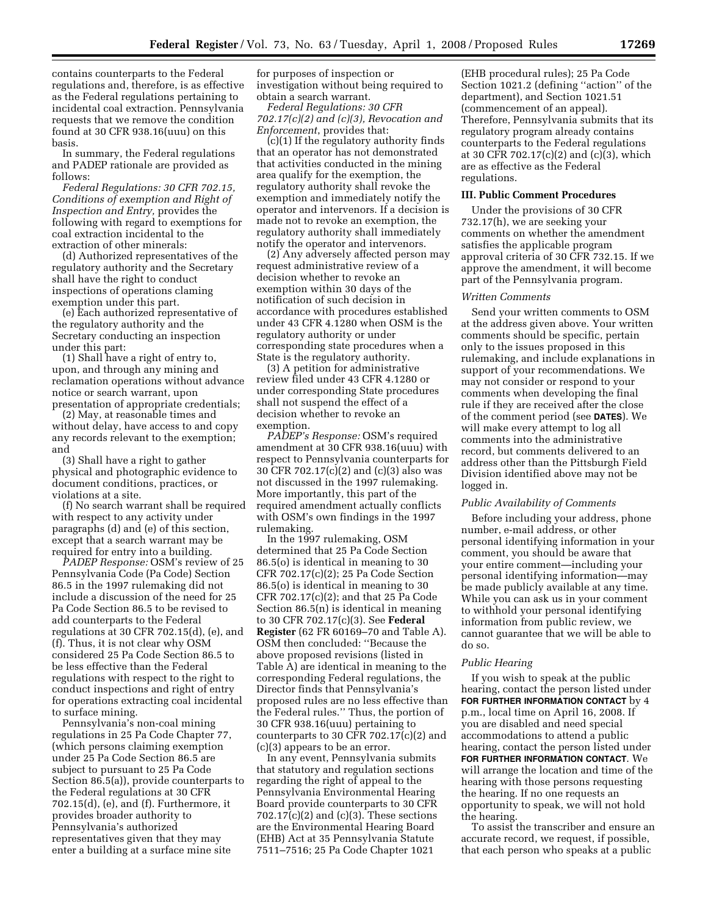contains counterparts to the Federal regulations and, therefore, is as effective as the Federal regulations pertaining to incidental coal extraction. Pennsylvania requests that we remove the condition found at 30 CFR 938.16(uuu) on this basis.

In summary, the Federal regulations and PADEP rationale are provided as follows:

*Federal Regulations: 30 CFR 702.15, Conditions of exemption and Right of Inspection and Entry,* provides the following with regard to exemptions for coal extraction incidental to the extraction of other minerals:

(d) Authorized representatives of the regulatory authority and the Secretary shall have the right to conduct inspections of operations claming exemption under this part.

(e) Each authorized representative of the regulatory authority and the Secretary conducting an inspection under this part:

(1) Shall have a right of entry to, upon, and through any mining and reclamation operations without advance notice or search warrant, upon presentation of appropriate credentials;

(2) May, at reasonable times and without delay, have access to and copy any records relevant to the exemption; and

(3) Shall have a right to gather physical and photographic evidence to document conditions, practices, or violations at a site.

(f) No search warrant shall be required with respect to any activity under paragraphs (d) and (e) of this section, except that a search warrant may be required for entry into a building.

*PADEP Response:* OSM's review of 25 Pennsylvania Code (Pa Code) Section 86.5 in the 1997 rulemaking did not include a discussion of the need for 25 Pa Code Section 86.5 to be revised to add counterparts to the Federal regulations at 30 CFR 702.15(d), (e), and (f). Thus, it is not clear why OSM considered 25 Pa Code Section 86.5 to be less effective than the Federal regulations with respect to the right to conduct inspections and right of entry for operations extracting coal incidental to surface mining.

Pennsylvania's non-coal mining regulations in 25 Pa Code Chapter 77, (which persons claiming exemption under 25 Pa Code Section 86.5 are subject to pursuant to 25 Pa Code Section 86.5(a)), provide counterparts to the Federal regulations at 30 CFR 702.15(d), (e), and (f). Furthermore, it provides broader authority to Pennsylvania's authorized representatives given that they may enter a building at a surface mine site for purposes of inspection or investigation without being required to obtain a search warrant.

*Federal Regulations: 30 CFR 702.17(c)(2) and (c)(3), Revocation and Enforcement,* provides that:

(c)(1) If the regulatory authority finds that an operator has not demonstrated that activities conducted in the mining area qualify for the exemption, the regulatory authority shall revoke the exemption and immediately notify the operator and intervenors. If a decision is made not to revoke an exemption, the regulatory authority shall immediately notify the operator and intervenors.

(2) Any adversely affected person may request administrative review of a decision whether to revoke an exemption within 30 days of the notification of such decision in accordance with procedures established under 43 CFR 4.1280 when OSM is the regulatory authority or under corresponding state procedures when a State is the regulatory authority.

(3) A petition for administrative review filed under 43 CFR 4.1280 or under corresponding State procedures shall not suspend the effect of a decision whether to revoke an exemption.

*PADEP's Response:* OSM's required amendment at 30 CFR 938.16(uuu) with respect to Pennsylvania counterparts for 30 CFR 702.17(c)(2) and (c)(3) also was not discussed in the 1997 rulemaking. More importantly, this part of the required amendment actually conflicts with OSM's own findings in the 1997 rulemaking.

In the 1997 rulemaking, OSM determined that 25 Pa Code Section 86.5(o) is identical in meaning to 30 CFR 702.17(c)(2); 25 Pa Code Section 86.5(o) is identical in meaning to 30 CFR 702.17(c)(2); and that 25 Pa Code Section 86.5(n) is identical in meaning to 30 CFR 702.17(c)(3). See **Federal Register** (62 FR 60169–70 and Table A). OSM then concluded: ''Because the above proposed revisions (listed in Table A) are identical in meaning to the corresponding Federal regulations, the Director finds that Pennsylvania's proposed rules are no less effective than the Federal rules.'' Thus, the portion of 30 CFR 938.16(uuu) pertaining to counterparts to 30 CFR 702.17(c)(2) and (c)(3) appears to be an error.

In any event, Pennsylvania submits that statutory and regulation sections regarding the right of appeal to the Pennsylvania Environmental Hearing Board provide counterparts to 30 CFR 702.17(c)(2) and (c)(3). These sections are the Environmental Hearing Board (EHB) Act at 35 Pennsylvania Statute 7511–7516; 25 Pa Code Chapter 1021 (EHB procedural rules); 25 Pa Code Section 1021.2 (defining ''action'' of the department), and Section 1021.51 (commencement of an appeal). Therefore, Pennsylvania submits that its regulatory program already contains counterparts to the Federal regulations at 30 CFR 702.17(c)(2) and (c)(3), which are as effective as the Federal regulations.

## III. Public Comment Procedures

Under the provisions of 30 CFR 732.17(h), we are seeking your comments on whether the amendment satisfies the applicable program approval criteria of 30 CFR 732.15. If we approve the amendment, it will become part of the Pennsylvania program.

### *Written Comments*

Send your written comments to OSM at the address given above. Your written comments should be specific, pertain only to the issues proposed in this rulemaking, and include explanations in support of your recommendations. We may not consider or respond to your comments when developing the final rule if they are received after the close of the comment period (see **DATES**). We will make every attempt to log all comments into the administrative record, but comments delivered to an address other than the Pittsburgh Field Division identified above may not be logged in.

### *Public Availability of Comments*

Before including your address, phone number, e-mail address, or other personal identifying information in your comment, you should be aware that your entire comment—including your personal identifying information—may be made publicly available at any time. While you can ask us in your comment to withhold your personal identifying information from public review, we cannot guarantee that we will be able to do so.

### *Public Hearing*

If you wish to speak at the public hearing, contact the person listed under **FOR FURTHER INFORMATION CONTACT** by 4 p.m., local time on April 16, 2008. If you are disabled and need special accommodations to attend a public hearing, contact the person listed under **FOR FURTHER INFORMATION CONTACT**. We will arrange the location and time of the hearing with those persons requesting the hearing. If no one requests an opportunity to speak, we will not hold the hearing.

To assist the transcriber and ensure an accurate record, we request, if possible, that each person who speaks at a public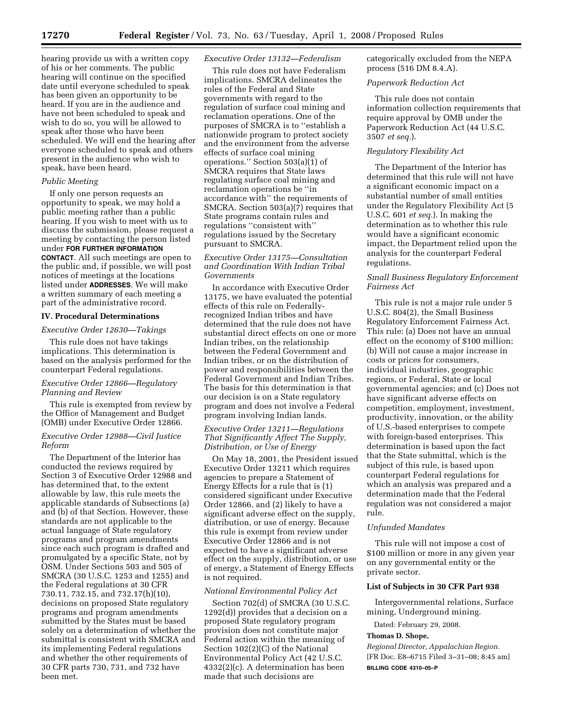hearing provide us with a written copy of his or her comments. The public hearing will continue on the specified date until everyone scheduled to speak has been given an opportunity to be heard. If you are in the audience and have not been scheduled to speak and wish to do so, you will be allowed to speak after those who have been scheduled. We will end the hearing after everyone scheduled to speak and others present in the audience who wish to speak, have been heard.

*Public Meeting*

If only one person requests an opportunity to speak, we may hold a public meeting rather than a public hearing. If you wish to meet with us to discuss the submission, please request a meeting by contacting the person listed under **FOR FURTHER INFORMATION CONTACT**. All such meetings are open to the public and, if possible, we will post notices of meetings at the locations listed under **ADDRESSES**. We will make a written summary of each meeting a part of the administrative record.

## IV. Procedural Determinations

*Executive Order 12630—Takings*

This rule does not have takings implications. This determination is based on the analysis performed for the counterpart Federal regulations.

*Executive Order 12866—Regulatory Planning and Review*

This rule is exempted from review by the Office of Management and Budget (OMB) under Executive Order 12866.

*Executive Order 12988—Civil Justice Reform*

The Department of the Interior has conducted the reviews required by Section 3 of Executive Order 12988 and has determined that, to the extent allowable by law, this rule meets the applicable standards of Subsections (a) and (b) of that Section. However, these standards are not applicable to the actual language of State regulatory programs and program amendments since each such program is drafted and promulgated by a specific State, not by OSM. Under Sections 503 and 505 of SMCRA (30 U.S.C. 1253 and 1255) and the Federal regulations at 30 CFR 730.11, 732.15, and 732.17(h)(10), decisions on proposed State regulatory programs and program amendments submitted by the States must be based solely on a determination of whether the submittal is consistent with SMCRA and its implementing Federal regulations and whether the other requirements of 30 CFR parts 730, 731, and 732 have been met.

*Executive Order 13132—Federalism*

This rule does not have Federalism implications. SMCRA delineates the roles of the Federal and State governments with regard to the regulation of surface coal mining and reclamation operations. One of the purposes of SMCRA is to "establish a nationwide program to protect society and the environment from the adverse effects of surface coal mining operations." Section 503(a)(1) of SMCRA requires that State laws regulating surface coal mining and reclamation operations be "in accordance with" the requirements of SMCRA. Section 503(a)(7) requires that State programs contain rules and regulations "consistent with" regulations issued by the Secretary pursuant to SMCRA.

*Executive Order 13175—Consultation and Coordination With Indian Tribal Governments*

In accordance with Executive Order 13175, we have evaluated the potential effects of this rule on Federally-recognized Indian tribes and have determined that the rule does not have substantial direct effects on one or more Indian tribes, on the relationship between the Federal Government and Indian tribes, or on the distribution of power and responsibilities between the Federal Government and Indian Tribes. The basis for this determination is that our decision is on a State regulatory program and does not involve a Federal program involving Indian lands.

*Executive Order 13211—Regulations That Significantly Affect The Supply, Distribution, or Use of Energy*

On May 18, 2001, the President issued Executive Order 13211 which requires agencies to prepare a Statement of Energy Effects for a rule that is (1) considered significant under Executive Order 12866, and (2) likely to have a significant adverse effect on the supply, distribution, or use of energy. Because this rule is exempt from review under Executive Order 12866 and is not expected to have a significant adverse effect on the supply, distribution, or use of energy, a Statement of Energy Effects is not required.

*National Environmental Policy Act*

Section 702(d) of SMCRA (30 U.S.C. 1292(d)) provides that a decision on a proposed State regulatory program provision does not constitute major Federal action within the meaning of Section 102(2)(C) of the National Environmental Policy Act (42 U.S.C. 4332(2)(c). A determination has been made that such decisions are categorically excluded from the NEPA process (516 DM 8.4.A).

*Paperwork Reduction Act*

This rule does not contain information collection requirements that require approval by OMB under the Paperwork Reduction Act (44 U.S.C. 3507 *et seq.*).

*Regulatory Flexibility Act*

The Department of the Interior has determined that this rule will not have a significant economic impact on a substantial number of small entities under the Regulatory Flexibility Act (5 U.S.C. 601 *et seq.*). In making the determination as to whether this rule would have a significant economic impact, the Department relied upon the analysis for the counterpart Federal regulations.

*Small Business Regulatory Enforcement Fairness Act*

This rule is not a major rule under 5 U.S.C. 804(2), the Small Business Regulatory Enforcement Fairness Act. This rule: (a) Does not have an annual effect on the economy of $100 million; (b) Will not cause a major increase in costs or prices for consumers, individual industries, geographic regions, or Federal, State or local governmental agencies; and (c) Does not have significant adverse effects on competition, employment, investment, productivity, innovation, or the ability of U.S.-based enterprises to compete with foreign-based enterprises. This determination is based upon the fact that the State submittal, which is the subject of this rule, is based upon counterpart Federal regulations for which an analysis was prepared and a determination made that the Federal regulation was not considered a major rule.

*Unfunded Mandates*

This rule will not impose a cost of $100 million or more in any given year on any governmental entity or the private sector.

**List of Subjects in 30 CFR Part 938**

Intergovernmental relations, Surface mining, Underground mining.

Dated: February 29, 2008.

**Thomas D. Shope,**

*Regional Director, Appalachian Region.*

[FR Doc. E8–6715 Filed 3–31–08; 8:45 am]

**BILLING CODE 4310–05–P**